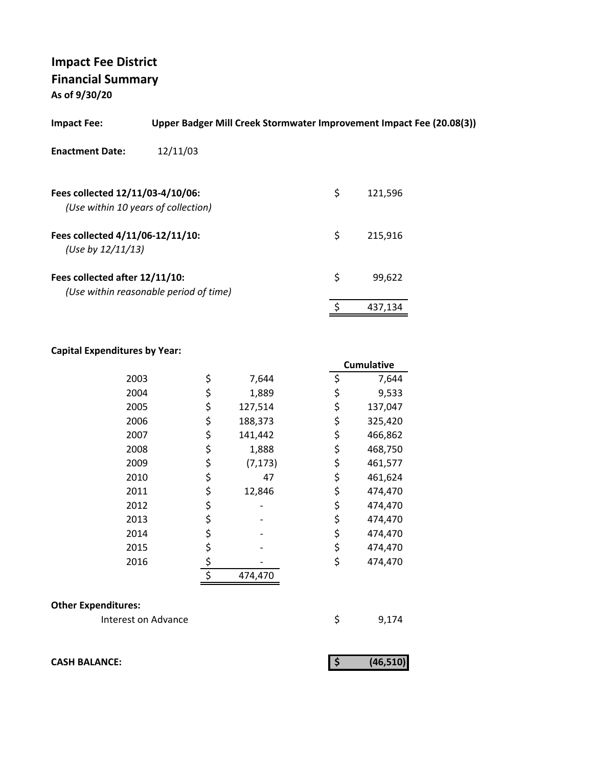# Impact Fee District

## Financial Summary

**As of 9/30/20**

**Impact Fee:** **Upper Badger Mill Creek Stormwater Improvement Impact Fee (20.08(3))**

**Enactment Date:** 12/11/03

| | | |
|---|---|---|
| **Fees collected 12/11/03-4/10/06:** *(Use within 10 years of collection)* | $ | 121,596 |
| **Fees collected 4/11/06-12/11/10:** *(Use by 12/11/13)* | $ | 215,916 |
| **Fees collected after 12/11/10:** *(Use within reasonable period of time)* | $ | 99,622 |
| | $ | 437,134 |

**Capital Expenditures by Year:**

| Year | | Amount | | Cumulative |
|---|---|---|---|---|
| 2003 | $ | 7,644 | $ | 7,644 |
| 2004 | $ | 1,889 | $ | 9,533 |
| 2005 | $ | 127,514 | $ | 137,047 |
| 2006 | $ | 188,373 | $ | 325,420 |
| 2007 | $ | 141,442 | $ | 466,862 |
| 2008 | $ | 1,888 | $ | 468,750 |
| 2009 | $ | (7,173) | $ | 461,577 |
| 2010 | $ | 47 | $ | 461,624 |
| 2011 | $ | 12,846 | $ | 474,470 |
| 2012 | $ | - | $ | 474,470 |
| 2013 | $ | - | $ | 474,470 |
| 2014 | $ | - | $ | 474,470 |
| 2015 | $ | - | $ | 474,470 |
| 2016 | $ | - | $ | 474,470 |
| | $ | 474,470 | | |

**Other Expenditures:**

| | | |
|---|---|---|
| Interest on Advance | $ | 9,174 |

| | | |
|---|---|---|
| **CASH BALANCE:** | **$** | **(46,510)** |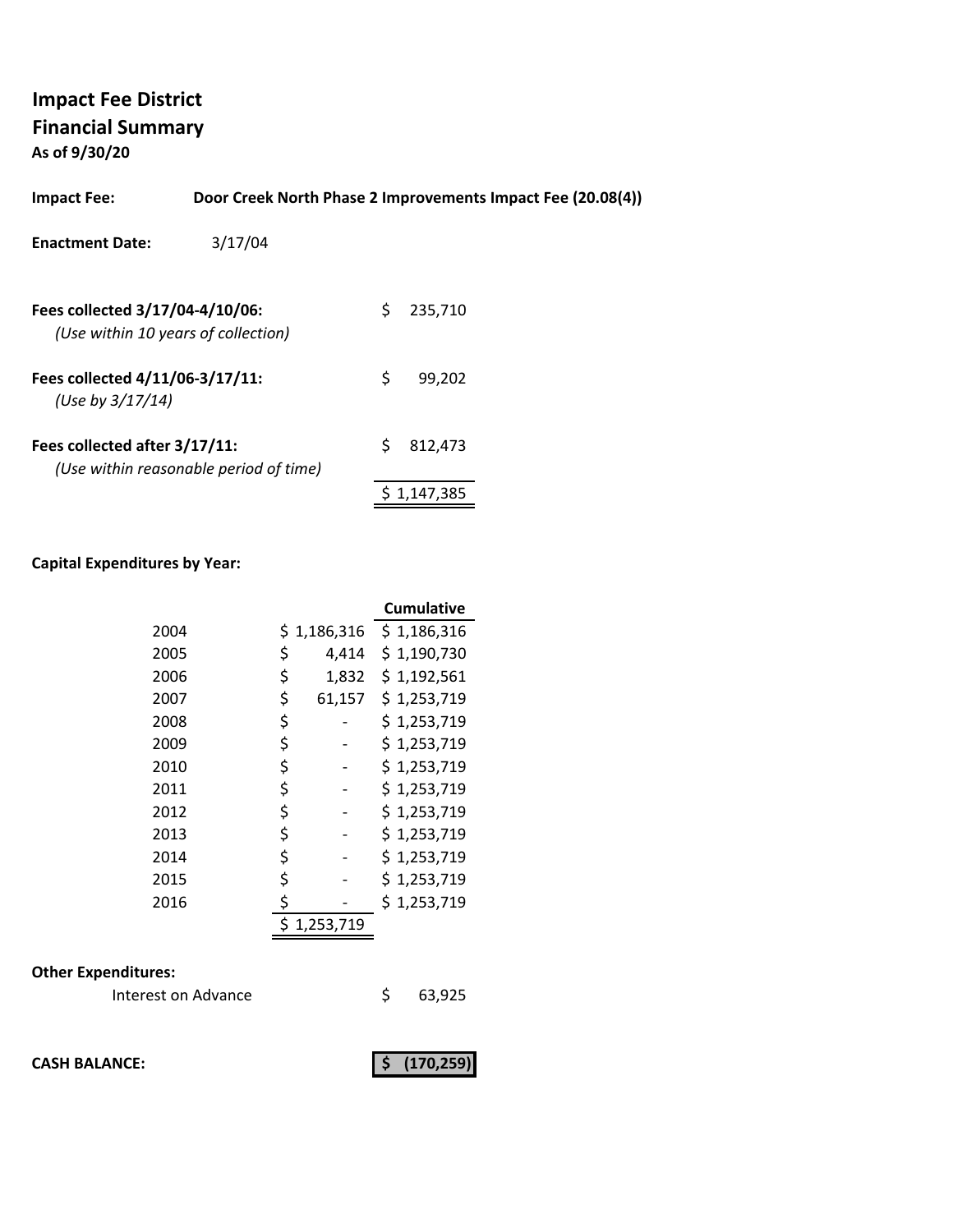# Impact Fee District

## Financial Summary

**As of 9/30/20**

**Impact Fee:** **Door Creek North Phase 2 Improvements Impact Fee (20.08(4))**

**Enactment Date:** 3/17/04

| | |
|---|---|
| **Fees collected 3/17/04-4/10/06:** *(Use within 10 years of collection)* | $ 235,710 |
| **Fees collected 4/11/06-3/17/11:** *(Use by 3/17/14)* | $ 99,202 |
| **Fees collected after 3/17/11:** *(Use within reasonable period of time)* | $ 812,473 |
| | $ 1,147,385 |

**Capital Expenditures by Year:**

| Year | | Cumulative |
|---|---|---|
| 2004 | $ 1,186,316 | $ 1,186,316 |
| 2005 | $ 4,414 | $ 1,190,730 |
| 2006 | $ 1,832 | $ 1,192,561 |
| 2007 | $ 61,157 | $ 1,253,719 |
| 2008 | $ - | $ 1,253,719 |
| 2009 | $ - | $ 1,253,719 |
| 2010 | $ - | $ 1,253,719 |
| 2011 | $ - | $ 1,253,719 |
| 2012 | $ - | $ 1,253,719 |
| 2013 | $ - | $ 1,253,719 |
| 2014 | $ - | $ 1,253,719 |
| 2015 | $ - | $ 1,253,719 |
| 2016 | $ - | $ 1,253,719 |
| | $ 1,253,719 | |

**Other Expenditures:**

| | |
|---|---|
| Interest on Advance | $ 63,925 |

**CASH BALANCE:** **$ (170,259)**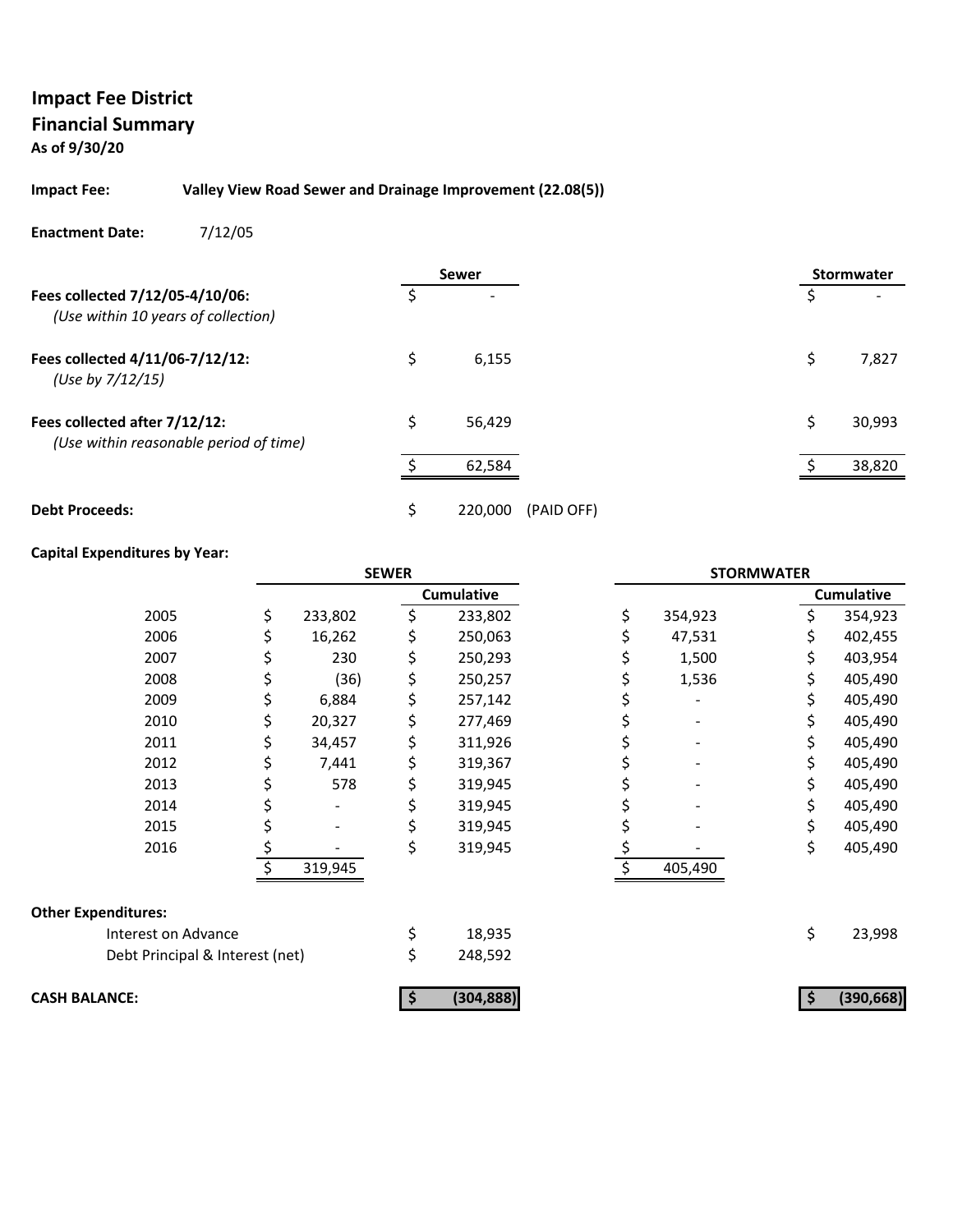# Impact Fee District
## Financial Summary
**As of 9/30/20**

**Impact Fee:** **Valley View Road Sewer and Drainage Improvement (22.08(5))**

**Enactment Date:** 7/12/05

| | Sewer | | Stormwater |
|---|---|---|---|
| **Fees collected 7/12/05-4/10/06:** *(Use within 10 years of collection)* | $ - | | $ - |
| **Fees collected 4/11/06-7/12/12:** *(Use by 7/12/15)* | $ 6,155 | | $ 7,827 |
| **Fees collected after 7/12/12:** *(Use within reasonable period of time)* | $ 56,429 | | $ 30,993 |
| | $ 62,584 | | $ 38,820 |
| **Debt Proceeds:** | $ 220,000 | (PAID OFF) | |

**Capital Expenditures by Year:**

| | SEWER | | STORMWATER | |
|---|---|---|---|---|
| | | Cumulative | | Cumulative |
| 2005 | $ 233,802 | $ 233,802 | $ 354,923 | $ 354,923 |
| 2006 | $ 16,262 | $ 250,063 | $ 47,531 | $ 402,455 |
| 2007 | $ 230 | $ 250,293 | $ 1,500 | $ 403,954 |
| 2008 | $ (36) | $ 250,257 | $ 1,536 | $ 405,490 |
| 2009 | $ 6,884 | $ 257,142 | $ - | $ 405,490 |
| 2010 | $ 20,327 | $ 277,469 | $ - | $ 405,490 |
| 2011 | $ 34,457 | $ 311,926 | $ - | $ 405,490 |
| 2012 | $ 7,441 | $ 319,367 | $ - | $ 405,490 |
| 2013 | $ 578 | $ 319,945 | $ - | $ 405,490 |
| 2014 | $ - | $ 319,945 | $ - | $ 405,490 |
| 2015 | $ - | $ 319,945 | $ - | $ 405,490 |
| 2016 | $ - | $ 319,945 | $ - | $ 405,490 |
| | $ 319,945 | | $ 405,490 | |

**Other Expenditures:**

| | Sewer | Stormwater |
|---|---|---|
| Interest on Advance | $ 18,935 | $ 23,998 |
| Debt Principal & Interest (net) | $ 248,592 | |
| **CASH BALANCE:** | **$ (304,888)** | **$ (390,668)** |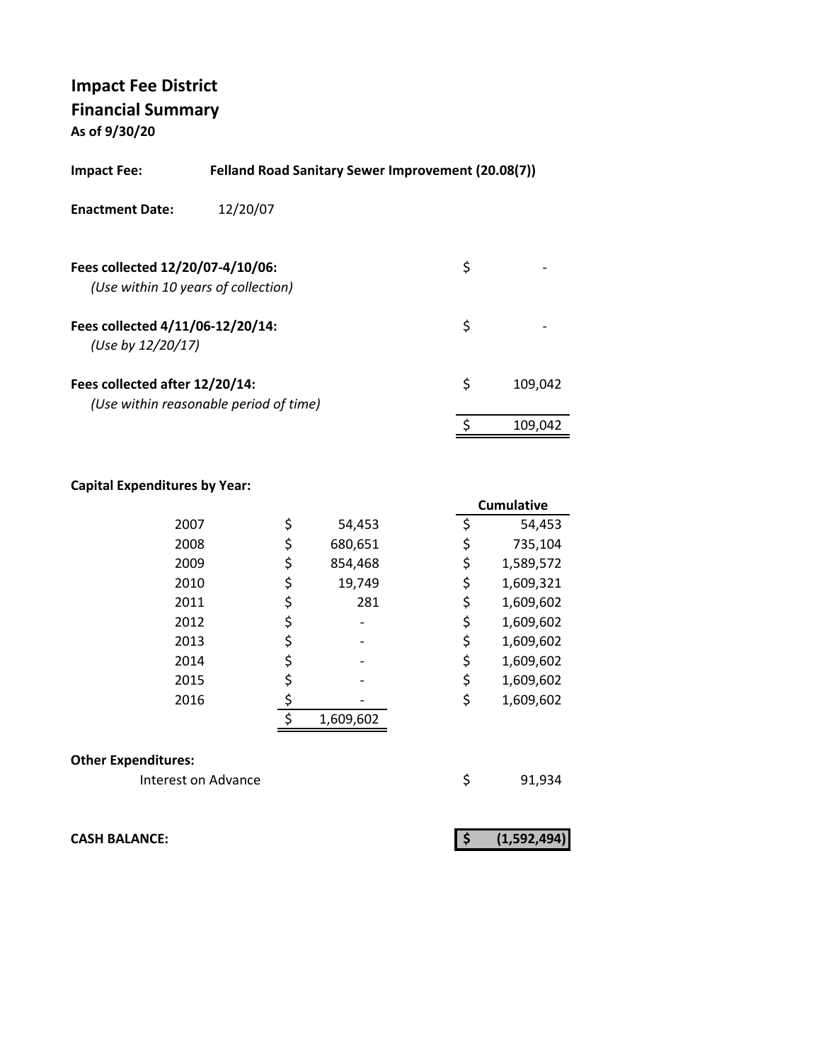# Impact Fee District
## Financial Summary
**As of 9/30/20**

**Impact Fee:** **Felland Road Sanitary Sewer Improvement (20.08(7))**

**Enactment Date:** 12/20/07

| | | |
|---|---|---|
| **Fees collected 12/20/07-4/10/06:** *(Use within 10 years of collection)* | $ | - |
| **Fees collected 4/11/06-12/20/14:** *(Use by 12/20/17)* | $ | - |
| **Fees collected after 12/20/14:** *(Use within reasonable period of time)* | $ | 109,042 |
| | $ | 109,042 |

**Capital Expenditures by Year:**

| Year | | | | Cumulative |
|---|---|---|---|---|
| 2007 | $ | 54,453 | $ | 54,453 |
| 2008 | $ | 680,651 | $ | 735,104 |
| 2009 | $ | 854,468 | $ | 1,589,572 |
| 2010 | $ | 19,749 | $ | 1,609,321 |
| 2011 | $ | 281 | $ | 1,609,602 |
| 2012 | $ | - | $ | 1,609,602 |
| 2013 | $ | - | $ | 1,609,602 |
| 2014 | $ | - | $ | 1,609,602 |
| 2015 | $ | - | $ | 1,609,602 |
| 2016 | $ | - | $ | 1,609,602 |
| | $ | 1,609,602 | | |

**Other Expenditures:**

| | | |
|---|---|---|
| Interest on Advance | $ | 91,934 |

| | | |
|---|---|---|
| **CASH BALANCE:** | **$** | **(1,592,494)** |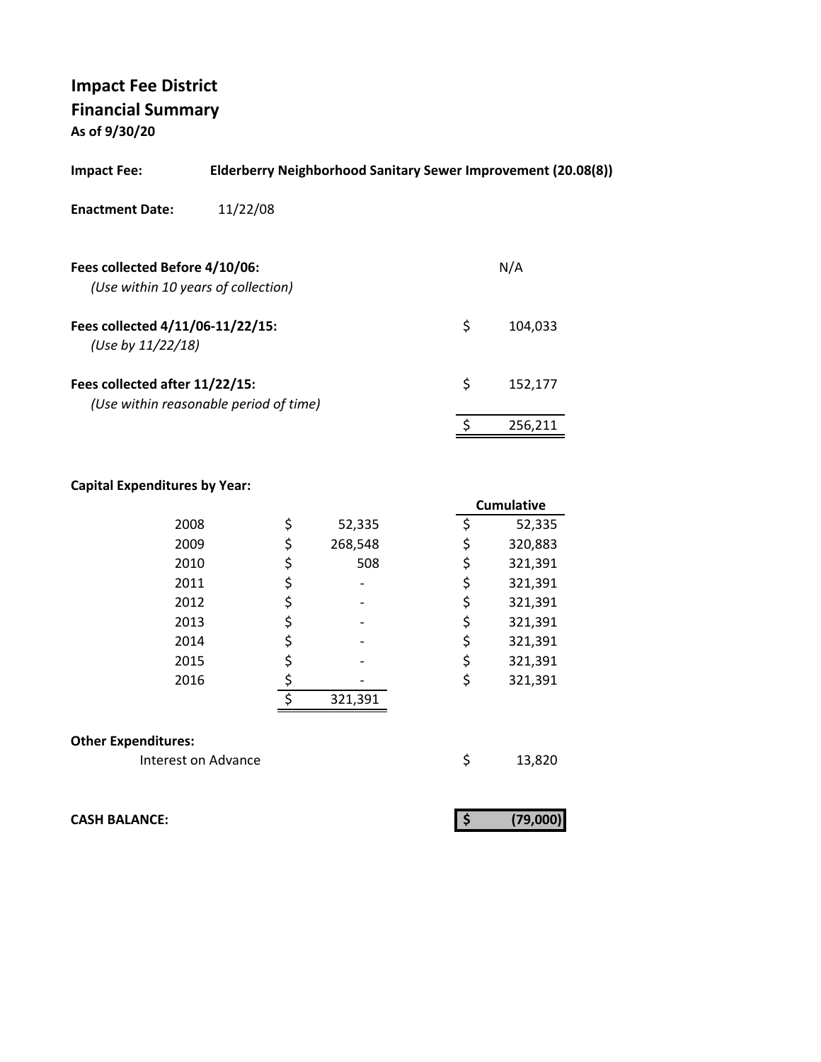# Impact Fee District
## Financial Summary
**As of 9/30/20**

**Impact Fee:** **Elderberry Neighborhood Sanitary Sewer Improvement (20.08(8))**

**Enactment Date:** 11/22/08

| | |
|---|---|
| **Fees collected Before 4/10/06:** *(Use within 10 years of collection)* | N/A |
| **Fees collected 4/11/06-11/22/15:** *(Use by 11/22/18)* | $ 104,033 |
| **Fees collected after 11/22/15:** *(Use within reasonable period of time)* | $ 152,177 |
| | $ 256,211 |

**Capital Expenditures by Year:**

| Year | Amount | Cumulative |
|---|---|---|
| 2008 | $ 52,335 | $ 52,335 |
| 2009 | $ 268,548 | $ 320,883 |
| 2010 | $ 508 | $ 321,391 |
| 2011 | $ - | $ 321,391 |
| 2012 | $ - | $ 321,391 |
| 2013 | $ - | $ 321,391 |
| 2014 | $ - | $ 321,391 |
| 2015 | $ - | $ 321,391 |
| 2016 | $ - | $ 321,391 |
| | $ 321,391 | |

**Other Expenditures:**

| | |
|---|---|
| Interest on Advance | $ 13,820 |

**CASH BALANCE:** **$ (79,000)**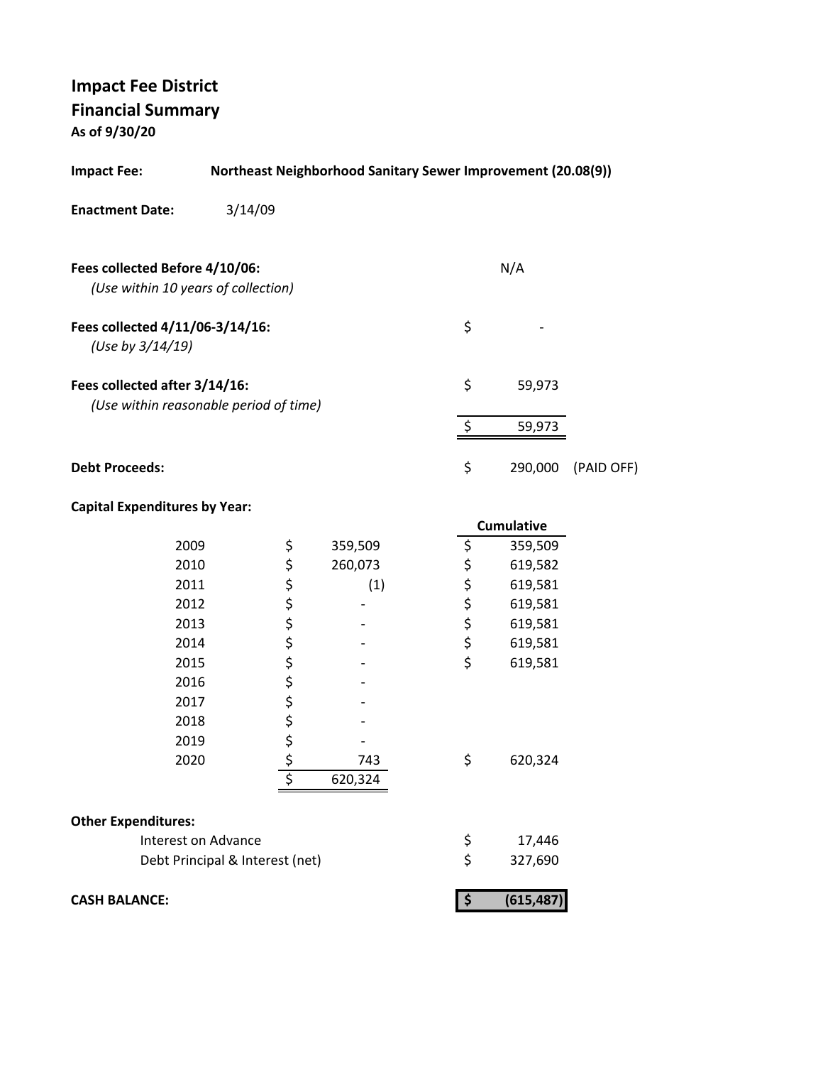# Impact Fee District
## Financial Summary
**As of 9/30/20**

**Impact Fee:** **Northeast Neighborhood Sanitary Sewer Improvement (20.08(9))**

**Enactment Date:** 3/14/09

| | | |
|---|---|---|
| **Fees collected Before 4/10/06:** *(Use within 10 years of collection)* | | N/A |
| **Fees collected 4/11/06-3/14/16:** *(Use by 3/14/19)* | $ | - |
| **Fees collected after 3/14/16:** *(Use within reasonable period of time)* | $ | 59,973 |
| | $ | 59,973 |
| **Debt Proceeds:** | $ | 290,000 (PAID OFF) |

**Capital Expenditures by Year:**

| Year | Amount | Cumulative |
|---|---|---|
| 2009 | $ 359,509 | $ 359,509 |
| 2010 | $ 260,073 | $ 619,582 |
| 2011 | $ (1) | $ 619,581 |
| 2012 | $ - | $ 619,581 |
| 2013 | $ - | $ 619,581 |
| 2014 | $ - | $ 619,581 |
| 2015 | $ - | $ 619,581 |
| 2016 | $ - | |
| 2017 | $ - | |
| 2018 | $ - | |
| 2019 | $ - | |
| 2020 | $ 743 | $ 620,324 |
| | $ 620,324 | |

**Other Expenditures:**

| | |
|---|---|
| Interest on Advance | $ 17,446 |
| Debt Principal & Interest (net) | $ 327,690 |

**CASH BALANCE:** **$ (615,487)**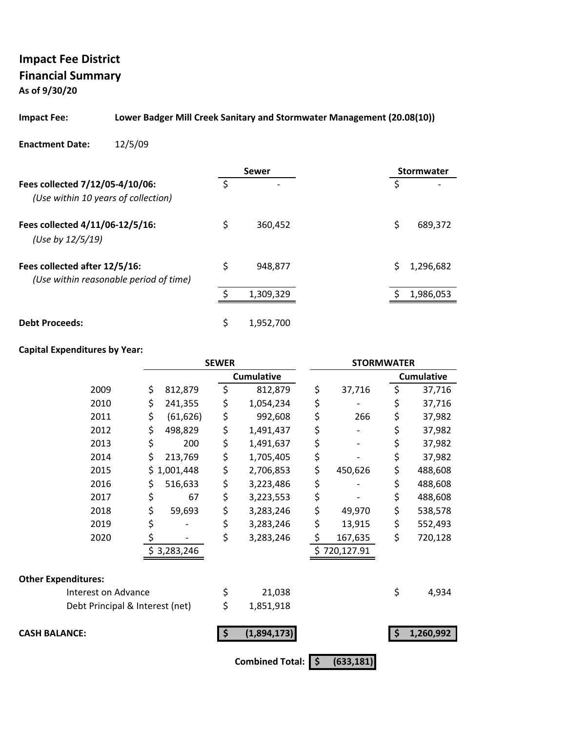# Impact Fee District
## Financial Summary
**As of 9/30/20**

**Impact Fee:** **Lower Badger Mill Creek Sanitary and Stormwater Management (20.08(10))**

**Enactment Date:** 12/5/09

| | Sewer | Stormwater |
|---|---|---|
| **Fees collected 7/12/05-4/10/06:** *(Use within 10 years of collection)* | $ - | $ - |
| **Fees collected 4/11/06-12/5/16:** *(Use by 12/5/19)* | $ 360,452 | $ 689,372 |
| **Fees collected after 12/5/16:** *(Use within reasonable period of time)* | $ 948,877 | $ 1,296,682 |
| | $ 1,309,329 | $ 1,986,053 |
| **Debt Proceeds:** | $ 1,952,700 | |

**Capital Expenditures by Year:**

| | SEWER | | STORMWATER | |
|---|---|---|---|---|
| | | Cumulative | | Cumulative |
| 2009 | $ 812,879 | $ 812,879 | $ 37,716 | $ 37,716 |
| 2010 | $ 241,355 | $ 1,054,234 | $ - | $ 37,716 |
| 2011 | $ (61,626) | $ 992,608 | $ 266 | $ 37,982 |
| 2012 | $ 498,829 | $ 1,491,437 | $ - | $ 37,982 |
| 2013 | $ 200 | $ 1,491,637 | $ - | $ 37,982 |
| 2014 | $ 213,769 | $ 1,705,405 | $ - | $ 37,982 |
| 2015 | $ 1,001,448 | $ 2,706,853 | $ 450,626 | $ 488,608 |
| 2016 | $ 516,633 | $ 3,223,486 | $ - | $ 488,608 |
| 2017 | $ 67 | $ 3,223,553 | $ - | $ 488,608 |
| 2018 | $ 59,693 | $ 3,283,246 | $ 49,970 | $ 538,578 |
| 2019 | $ - | $ 3,283,246 | $ 13,915 | $ 552,493 |
| 2020 | $ - | $ 3,283,246 | $ 167,635 | $ 720,128 |
| | $ 3,283,246 | | $ 720,127.91 | |

**Other Expenditures:**

| | Sewer | Stormwater |
|---|---|---|
| Interest on Advance | $ 21,038 | $ 4,934 |
| Debt Principal & Interest (net) | $ 1,851,918 | |
| **CASH BALANCE:** | **$ (1,894,173)** | **$ 1,260,992** |

**Combined Total: $ (633,181)**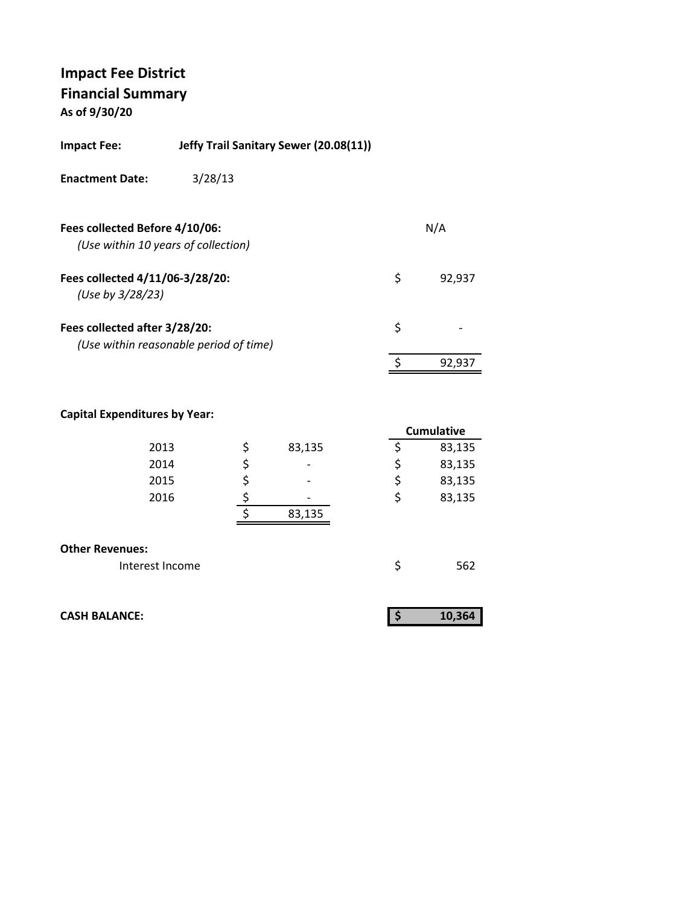## Impact Fee District
## Financial Summary
**As of 9/30/20**

**Impact Fee:** **Jeffy Trail Sanitary Sewer (20.08(11))**

**Enactment Date:** 3/28/13

| | | |
|---|---|---|
| **Fees collected Before 4/10/06:** *(Use within 10 years of collection)* | | N/A |
| **Fees collected 4/11/06-3/28/20:** *(Use by 3/28/23)* | $ | 92,937 |
| **Fees collected after 3/28/20:** *(Use within reasonable period of time)* | $ | - |
| | $ | 92,937 |

**Capital Expenditures by Year:**

| Year | | | | Cumulative |
|---|---|---|---|---|
| 2013 | $ | 83,135 | $ | 83,135 |
| 2014 | $ | - | $ | 83,135 |
| 2015 | $ | - | $ | 83,135 |
| 2016 | $ | - | $ | 83,135 |
| | $ | 83,135 | | |

**Other Revenues:**

| | | |
|---|---|---|
| Interest Income | $ | 562 |

**CASH BALANCE:** **$ 10,364**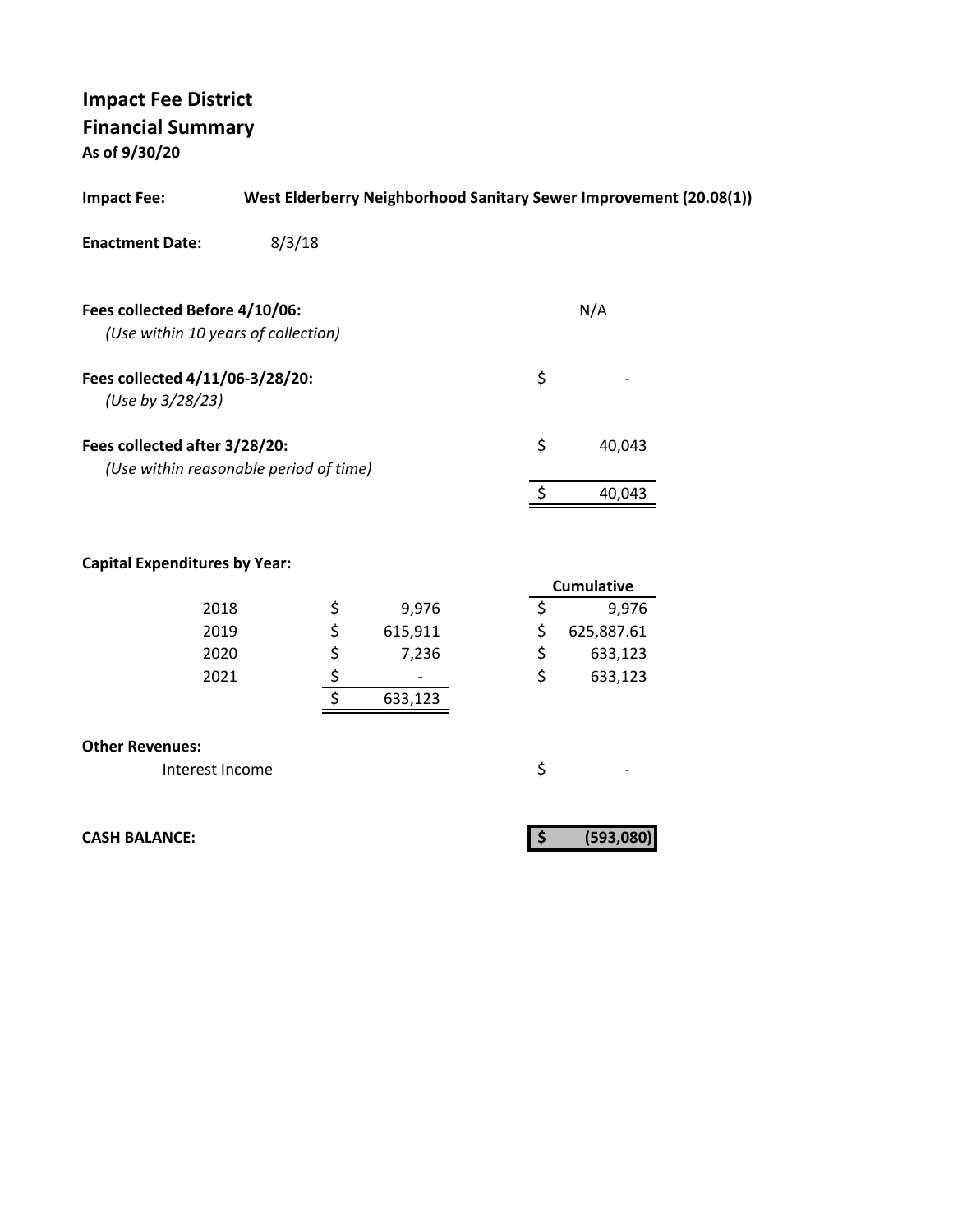# Impact Fee District

## Financial Summary

**As of 9/30/20**

**Impact Fee:** **West Elderberry Neighborhood Sanitary Sewer Improvement (20.08(1))**

**Enactment Date:** 8/3/18

| | |
|---|---|
| **Fees collected Before 4/10/06:** *(Use within 10 years of collection)* | N/A |
| **Fees collected 4/11/06-3/28/20:** *(Use by 3/28/23)* | $ - |
| **Fees collected after 3/28/20:** *(Use within reasonable period of time)* | $ 40,043 |
| | $ 40,043 |

**Capital Expenditures by Year:**

| Year | Amount | Cumulative |
|---|---|---|
| 2018 | $ 9,976 | $ 9,976 |
| 2019 | $ 615,911 | $ 625,887.61 |
| 2020 | $ 7,236 | $ 633,123 |
| 2021 | $ - | $ 633,123 |
| | $ 633,123 | |

**Other Revenues:**

| | |
|---|---|
| Interest Income | $ - |

**CASH BALANCE:** **$ (593,080)**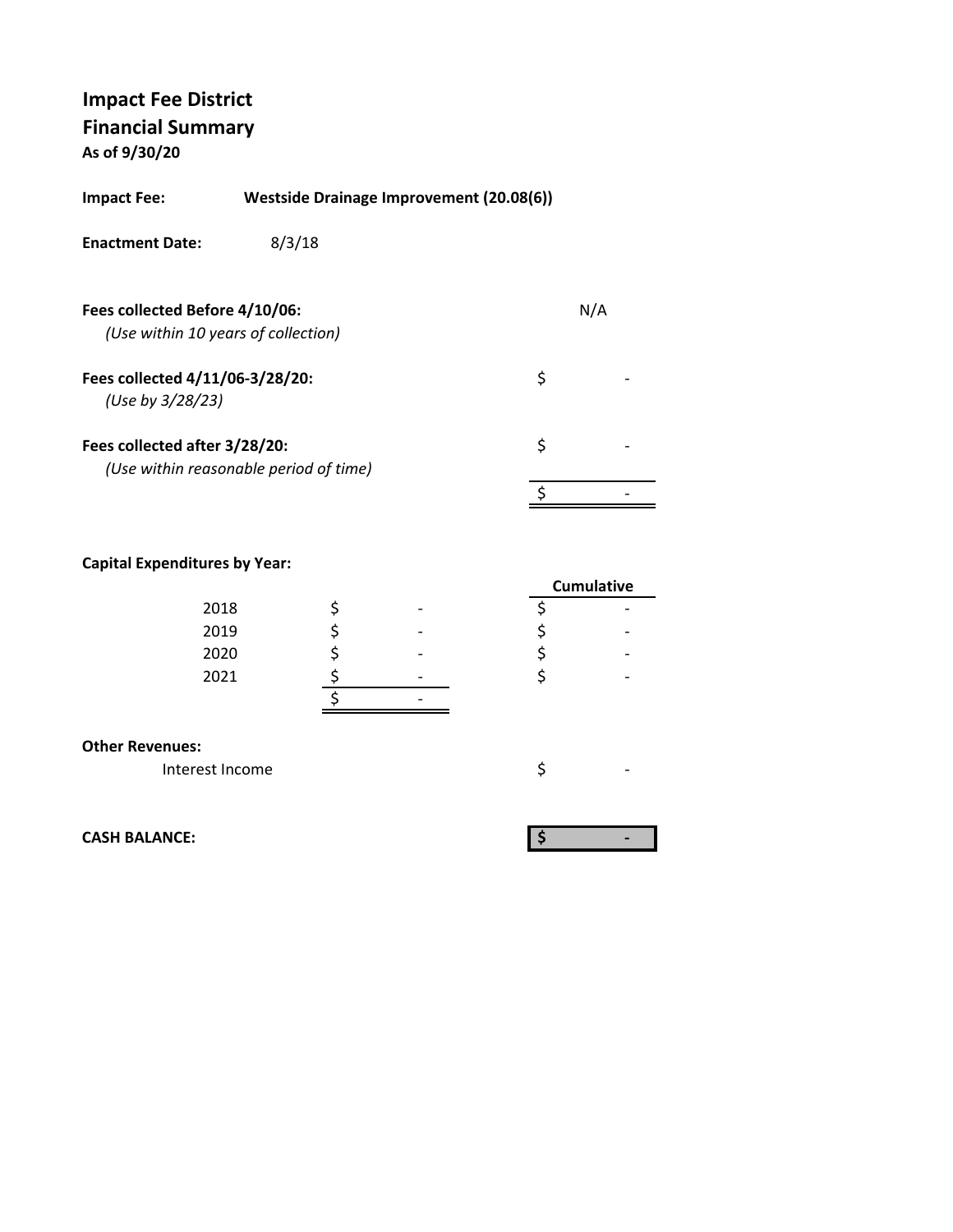# Impact Fee District
## Financial Summary
**As of 9/30/20**

**Impact Fee:** **Westside Drainage Improvement (20.08(6))**

**Enactment Date:** 8/3/18

| | |
|---|---|
| **Fees collected Before 4/10/06:** *(Use within 10 years of collection)* | N/A |
| **Fees collected 4/11/06-3/28/20:** *(Use by 3/28/23)* | $ - |
| **Fees collected after 3/28/20:** *(Use within reasonable period of time)* | $ - |
| | $ - |

**Capital Expenditures by Year:**

| | | Cumulative |
|---|---|---|
| 2018 | $ - | $ - |
| 2019 | $ - | $ - |
| 2020 | $ - | $ - |
| 2021 | $ - | $ - |
| | $ - | |

**Other Revenues:**

| | |
|---|---|
| Interest Income | $ - |

| | |
|---|---|
| **CASH BALANCE:** | **$ -** |